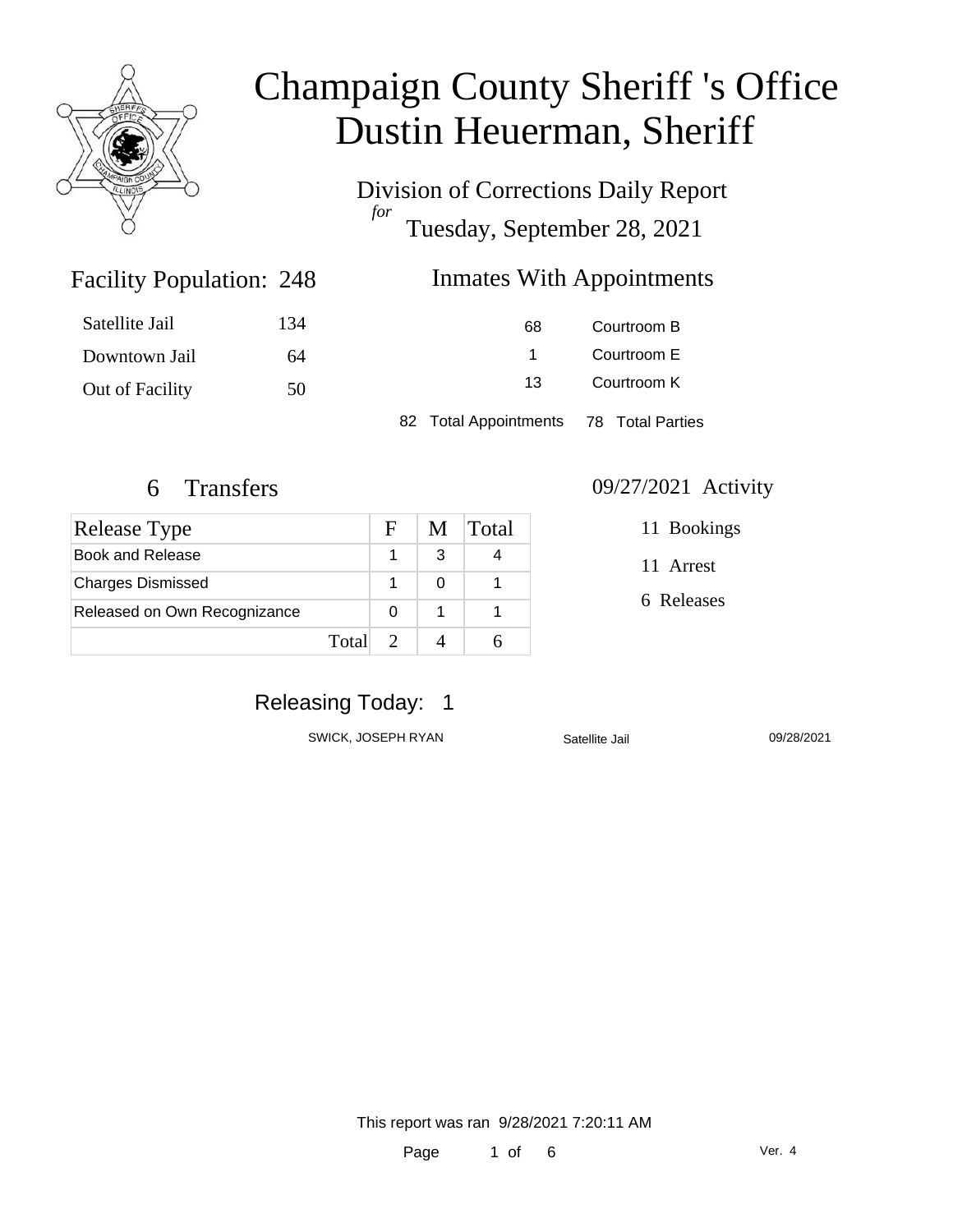# Champaign County Sheriff 's Office
# Dustin Heuerman, Sheriff

Division of Corrections Daily Report
*for*
Tuesday, September 28, 2021

## Facility Population: 248

| | |
|---|---|
| Satellite Jail | 134 |
| Downtown Jail | 64 |
| Out of Facility | 50 |

## Inmates With Appointments

| | |
|---|---|
| 68 | Courtroom B |
| 1 | Courtroom E |
| 13 | Courtroom K |

82 Total Appointments  78 Total Parties

## 6 Transfers

| Release Type | F | M | Total |
|---|---|---|---|
| Book and Release | 1 | 3 | 4 |
| Charges Dismissed | 1 | 0 | 1 |
| Released on Own Recognizance | 0 | 1 | 1 |
| Total | 2 | 4 | 6 |

## 09/27/2021 Activity

11 Bookings

11 Arrest

6 Releases

## Releasing Today: 1

| | | |
|---|---|---|
| SWICK, JOSEPH RYAN | Satellite Jail | 09/28/2021 |

This report was ran 9/28/2021 7:20:11 AM

Ver. 4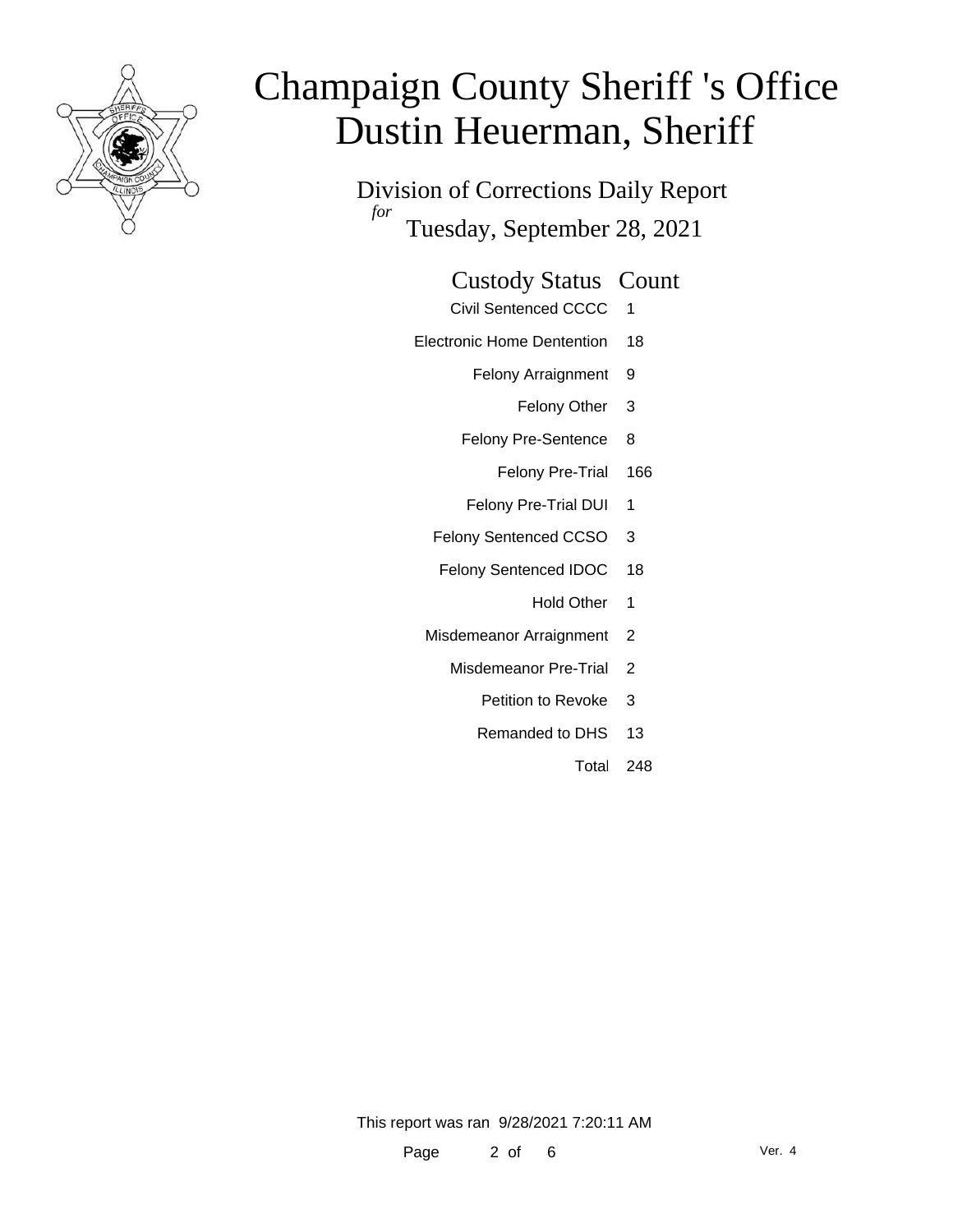# Champaign County Sheriff 's Office
# Dustin Heuerman, Sheriff

Division of Corrections Daily Report

*for*

Tuesday, September 28, 2021

| Custody Status | Count |
|---|---|
| Civil Sentenced CCCC | 1 |
| Electronic Home Dentention | 18 |
| Felony Arraignment | 9 |
| Felony Other | 3 |
| Felony Pre-Sentence | 8 |
| Felony Pre-Trial | 166 |
| Felony Pre-Trial DUI | 1 |
| Felony Sentenced CCSO | 3 |
| Felony Sentenced IDOC | 18 |
| Hold Other | 1 |
| Misdemeanor Arraignment | 2 |
| Misdemeanor Pre-Trial | 2 |
| Petition to Revoke | 3 |
| Remanded to DHS | 13 |
| Total | 248 |

This report was ran 9/28/2021 7:20:11 AM

Ver. 4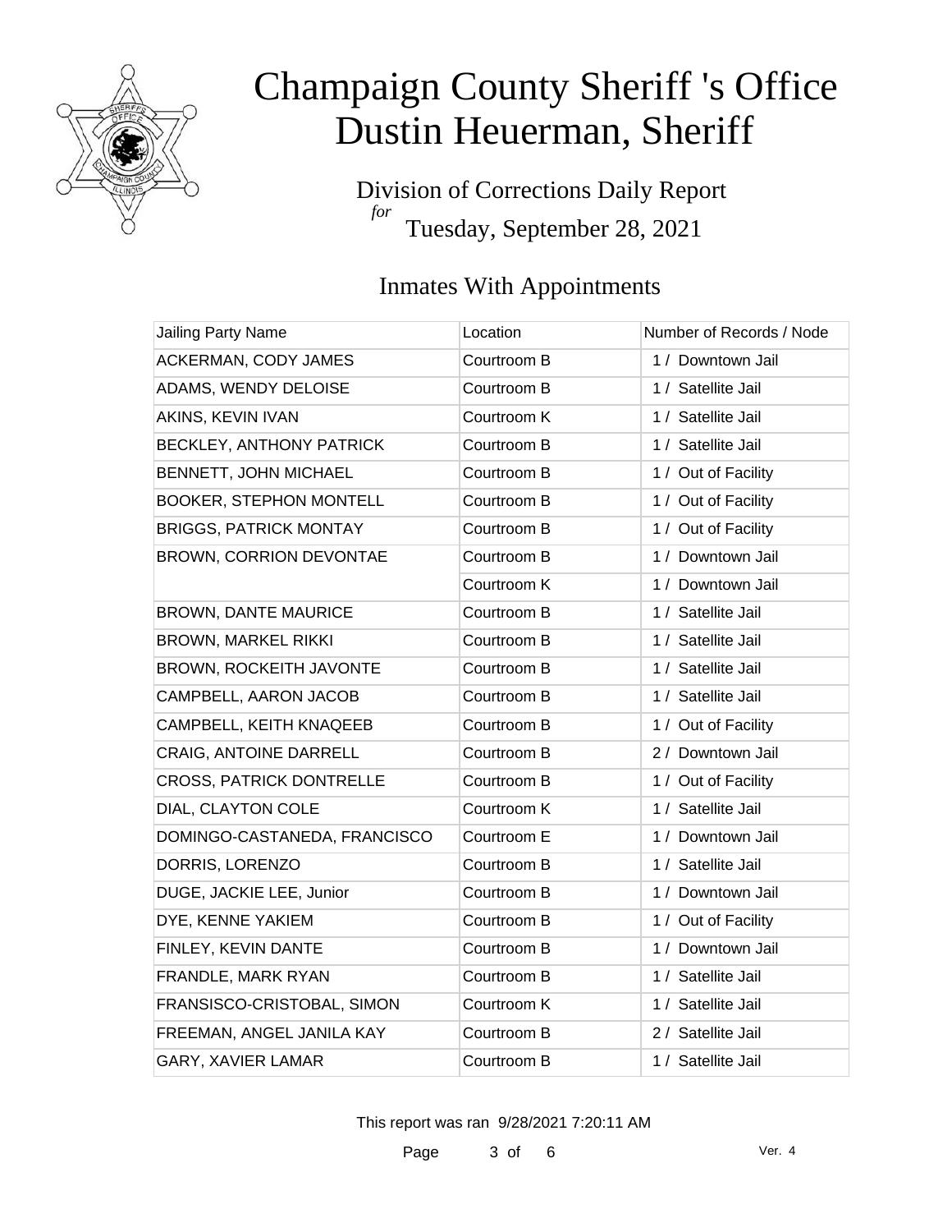# Champaign County Sheriff 's Office
# Dustin Heuerman, Sheriff

## Division of Corrections Daily Report
*for*
## Tuesday, September 28, 2021

### Inmates With Appointments

| Jailing Party Name | Location | Number of Records / Node |
|---|---|---|
| ACKERMAN, CODY JAMES | Courtroom B | 1 / Downtown Jail |
| ADAMS, WENDY DELOISE | Courtroom B | 1 / Satellite Jail |
| AKINS, KEVIN IVAN | Courtroom K | 1 / Satellite Jail |
| BECKLEY, ANTHONY PATRICK | Courtroom B | 1 / Satellite Jail |
| BENNETT, JOHN MICHAEL | Courtroom B | 1 / Out of Facility |
| BOOKER, STEPHON MONTELL | Courtroom B | 1 / Out of Facility |
| BRIGGS, PATRICK MONTAY | Courtroom B | 1 / Out of Facility |
| BROWN, CORRION DEVONTAE | Courtroom B | 1 / Downtown Jail |
| | Courtroom K | 1 / Downtown Jail |
| BROWN, DANTE MAURICE | Courtroom B | 1 / Satellite Jail |
| BROWN, MARKEL RIKKI | Courtroom B | 1 / Satellite Jail |
| BROWN, ROCKEITH JAVONTE | Courtroom B | 1 / Satellite Jail |
| CAMPBELL, AARON JACOB | Courtroom B | 1 / Satellite Jail |
| CAMPBELL, KEITH KNAQEEB | Courtroom B | 1 / Out of Facility |
| CRAIG, ANTOINE DARRELL | Courtroom B | 2 / Downtown Jail |
| CROSS, PATRICK DONTRELLE | Courtroom B | 1 / Out of Facility |
| DIAL, CLAYTON COLE | Courtroom K | 1 / Satellite Jail |
| DOMINGO-CASTANEDA, FRANCISCO | Courtroom E | 1 / Downtown Jail |
| DORRIS, LORENZO | Courtroom B | 1 / Satellite Jail |
| DUGE, JACKIE LEE, Junior | Courtroom B | 1 / Downtown Jail |
| DYE, KENNE YAKIEM | Courtroom B | 1 / Out of Facility |
| FINLEY, KEVIN DANTE | Courtroom B | 1 / Downtown Jail |
| FRANDLE, MARK RYAN | Courtroom B | 1 / Satellite Jail |
| FRANSISCO-CRISTOBAL, SIMON | Courtroom K | 1 / Satellite Jail |
| FREEMAN, ANGEL JANILA KAY | Courtroom B | 2 / Satellite Jail |
| GARY, XAVIER LAMAR | Courtroom B | 1 / Satellite Jail |

This report was ran 9/28/2021 7:20:11 AM

Ver. 4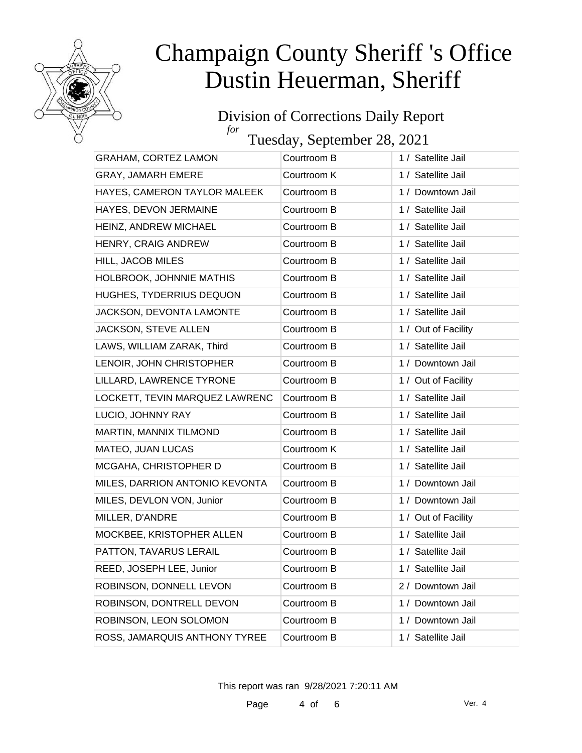# Champaign County Sheriff 's Office
# Dustin Heuerman, Sheriff

## Division of Corrections Daily Report
*for*
## Tuesday, September 28, 2021

| | | |
|---|---|---|
| GRAHAM, CORTEZ LAMON | Courtroom B | 1 / Satellite Jail |
| GRAY, JAMARH EMERE | Courtroom K | 1 / Satellite Jail |
| HAYES, CAMERON TAYLOR MALEEK | Courtroom B | 1 / Downtown Jail |
| HAYES, DEVON JERMAINE | Courtroom B | 1 / Satellite Jail |
| HEINZ, ANDREW MICHAEL | Courtroom B | 1 / Satellite Jail |
| HENRY, CRAIG ANDREW | Courtroom B | 1 / Satellite Jail |
| HILL, JACOB MILES | Courtroom B | 1 / Satellite Jail |
| HOLBROOK, JOHNNIE MATHIS | Courtroom B | 1 / Satellite Jail |
| HUGHES, TYDERRIUS DEQUON | Courtroom B | 1 / Satellite Jail |
| JACKSON, DEVONTA LAMONTE | Courtroom B | 1 / Satellite Jail |
| JACKSON, STEVE ALLEN | Courtroom B | 1 / Out of Facility |
| LAWS, WILLIAM ZARAK, Third | Courtroom B | 1 / Satellite Jail |
| LENOIR, JOHN CHRISTOPHER | Courtroom B | 1 / Downtown Jail |
| LILLARD, LAWRENCE TYRONE | Courtroom B | 1 / Out of Facility |
| LOCKETT, TEVIN MARQUEZ LAWRENC | Courtroom B | 1 / Satellite Jail |
| LUCIO, JOHNNY RAY | Courtroom B | 1 / Satellite Jail |
| MARTIN, MANNIX TILMOND | Courtroom B | 1 / Satellite Jail |
| MATEO, JUAN LUCAS | Courtroom K | 1 / Satellite Jail |
| MCGAHA, CHRISTOPHER D | Courtroom B | 1 / Satellite Jail |
| MILES, DARRION ANTONIO KEVONTA | Courtroom B | 1 / Downtown Jail |
| MILES, DEVLON VON, Junior | Courtroom B | 1 / Downtown Jail |
| MILLER, D'ANDRE | Courtroom B | 1 / Out of Facility |
| MOCKBEE, KRISTOPHER ALLEN | Courtroom B | 1 / Satellite Jail |
| PATTON, TAVARUS LERAIL | Courtroom B | 1 / Satellite Jail |
| REED, JOSEPH LEE, Junior | Courtroom B | 1 / Satellite Jail |
| ROBINSON, DONNELL LEVON | Courtroom B | 2 / Downtown Jail |
| ROBINSON, DONTRELL DEVON | Courtroom B | 1 / Downtown Jail |
| ROBINSON, LEON SOLOMON | Courtroom B | 1 / Downtown Jail |
| ROSS, JAMARQUIS ANTHONY TYREE | Courtroom B | 1 / Satellite Jail |

This report was ran 9/28/2021 7:20:11 AM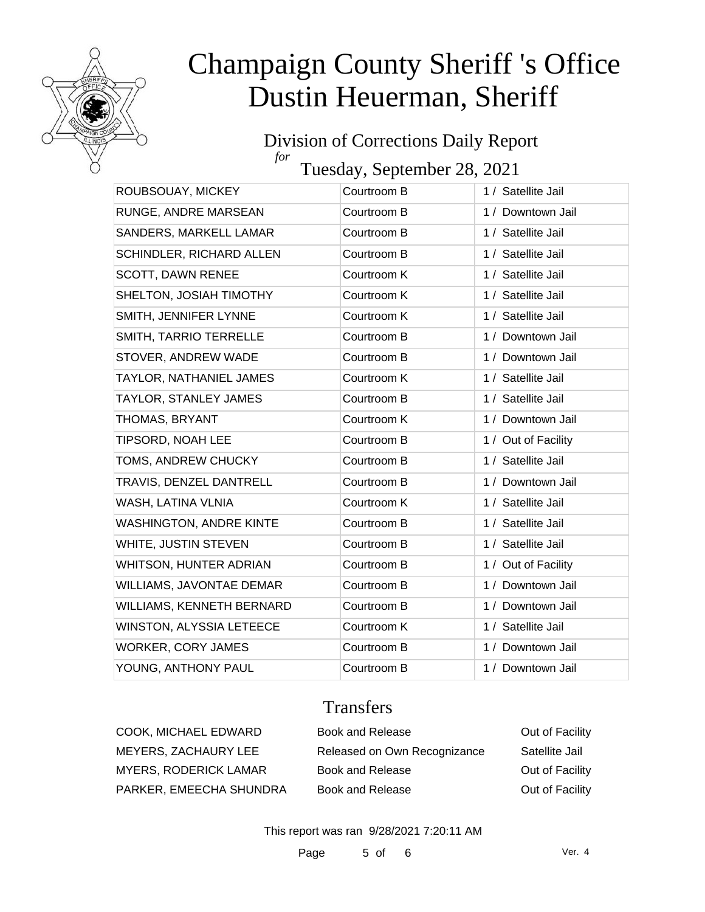# Champaign County Sheriff 's Office
# Dustin Heuerman, Sheriff

## Division of Corrections Daily Report

*for*

## Tuesday, September 28, 2021

| | | |
|---|---|---|
| ROUBSOUAY, MICKEY | Courtroom B | 1 / Satellite Jail |
| RUNGE, ANDRE MARSEAN | Courtroom B | 1 / Downtown Jail |
| SANDERS, MARKELL LAMAR | Courtroom B | 1 / Satellite Jail |
| SCHINDLER, RICHARD ALLEN | Courtroom B | 1 / Satellite Jail |
| SCOTT, DAWN RENEE | Courtroom K | 1 / Satellite Jail |
| SHELTON, JOSIAH TIMOTHY | Courtroom K | 1 / Satellite Jail |
| SMITH, JENNIFER LYNNE | Courtroom K | 1 / Satellite Jail |
| SMITH, TARRIO TERRELLE | Courtroom B | 1 / Downtown Jail |
| STOVER, ANDREW WADE | Courtroom B | 1 / Downtown Jail |
| TAYLOR, NATHANIEL JAMES | Courtroom K | 1 / Satellite Jail |
| TAYLOR, STANLEY JAMES | Courtroom B | 1 / Satellite Jail |
| THOMAS, BRYANT | Courtroom K | 1 / Downtown Jail |
| TIPSORD, NOAH LEE | Courtroom B | 1 / Out of Facility |
| TOMS, ANDREW CHUCKY | Courtroom B | 1 / Satellite Jail |
| TRAVIS, DENZEL DANTRELL | Courtroom B | 1 / Downtown Jail |
| WASH, LATINA VLNIA | Courtroom K | 1 / Satellite Jail |
| WASHINGTON, ANDRE KINTE | Courtroom B | 1 / Satellite Jail |
| WHITE, JUSTIN STEVEN | Courtroom B | 1 / Satellite Jail |
| WHITSON, HUNTER ADRIAN | Courtroom B | 1 / Out of Facility |
| WILLIAMS, JAVONTAE DEMAR | Courtroom B | 1 / Downtown Jail |
| WILLIAMS, KENNETH BERNARD | Courtroom B | 1 / Downtown Jail |
| WINSTON, ALYSSIA LETEECE | Courtroom K | 1 / Satellite Jail |
| WORKER, CORY JAMES | Courtroom B | 1 / Downtown Jail |
| YOUNG, ANTHONY PAUL | Courtroom B | 1 / Downtown Jail |

## Transfers

| | | |
|---|---|---|
| COOK, MICHAEL EDWARD | Book and Release | Out of Facility |
| MEYERS, ZACHAURY LEE | Released on Own Recognizance | Satellite Jail |
| MYERS, RODERICK LAMAR | Book and Release | Out of Facility |
| PARKER, EMEECHA SHUNDRA | Book and Release | Out of Facility |

This report was ran 9/28/2021 7:20:11 AM

Ver. 4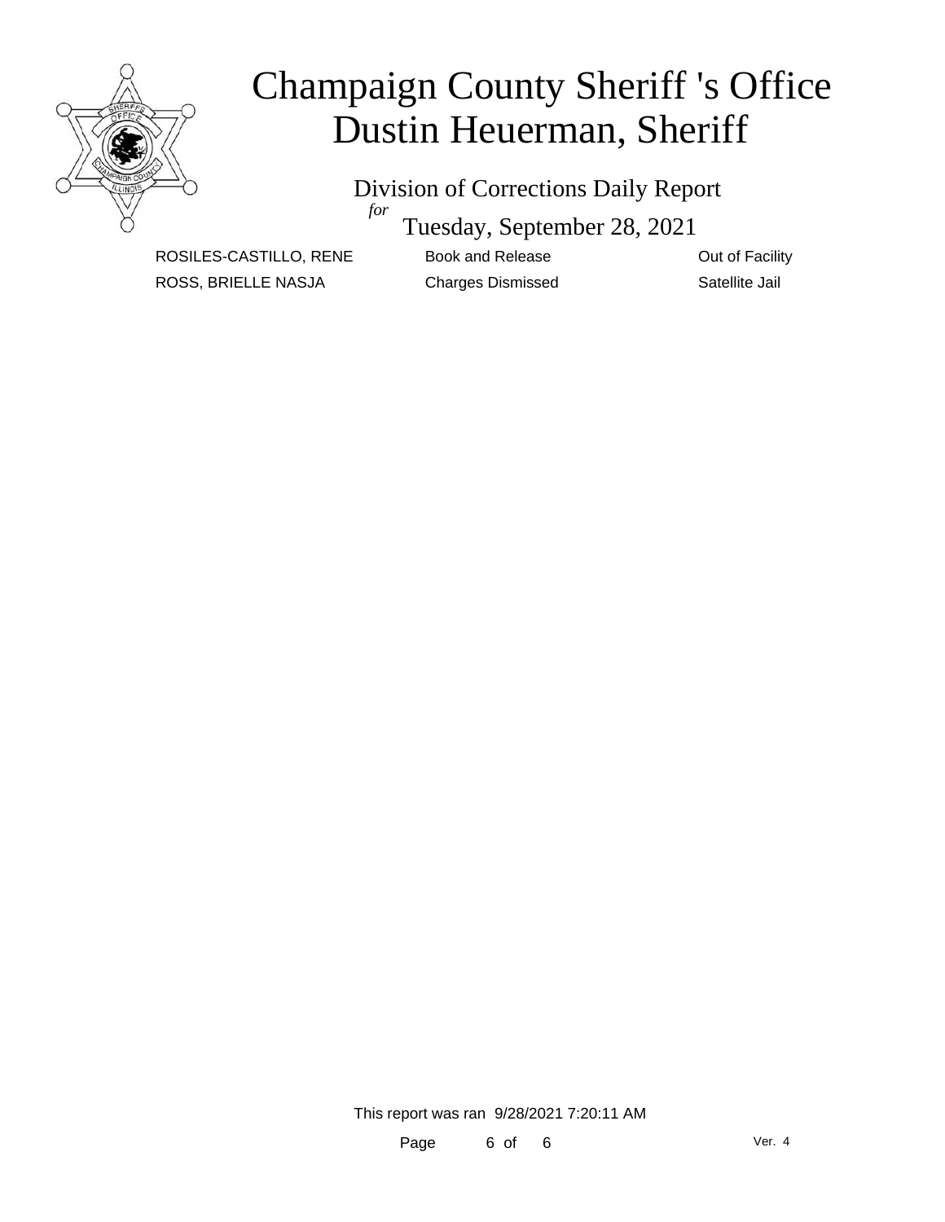# Champaign County Sheriff 's Office
# Dustin Heuerman, Sheriff

Division of Corrections Daily Report

*for* Tuesday, September 28, 2021

| | | |
|---|---|---|
| ROSILES-CASTILLO, RENE | Book and Release | Out of Facility |
| ROSS, BRIELLE NASJA | Charges Dismissed | Satellite Jail |

This report was ran 9/28/2021 7:20:11 AM

Ver. 4